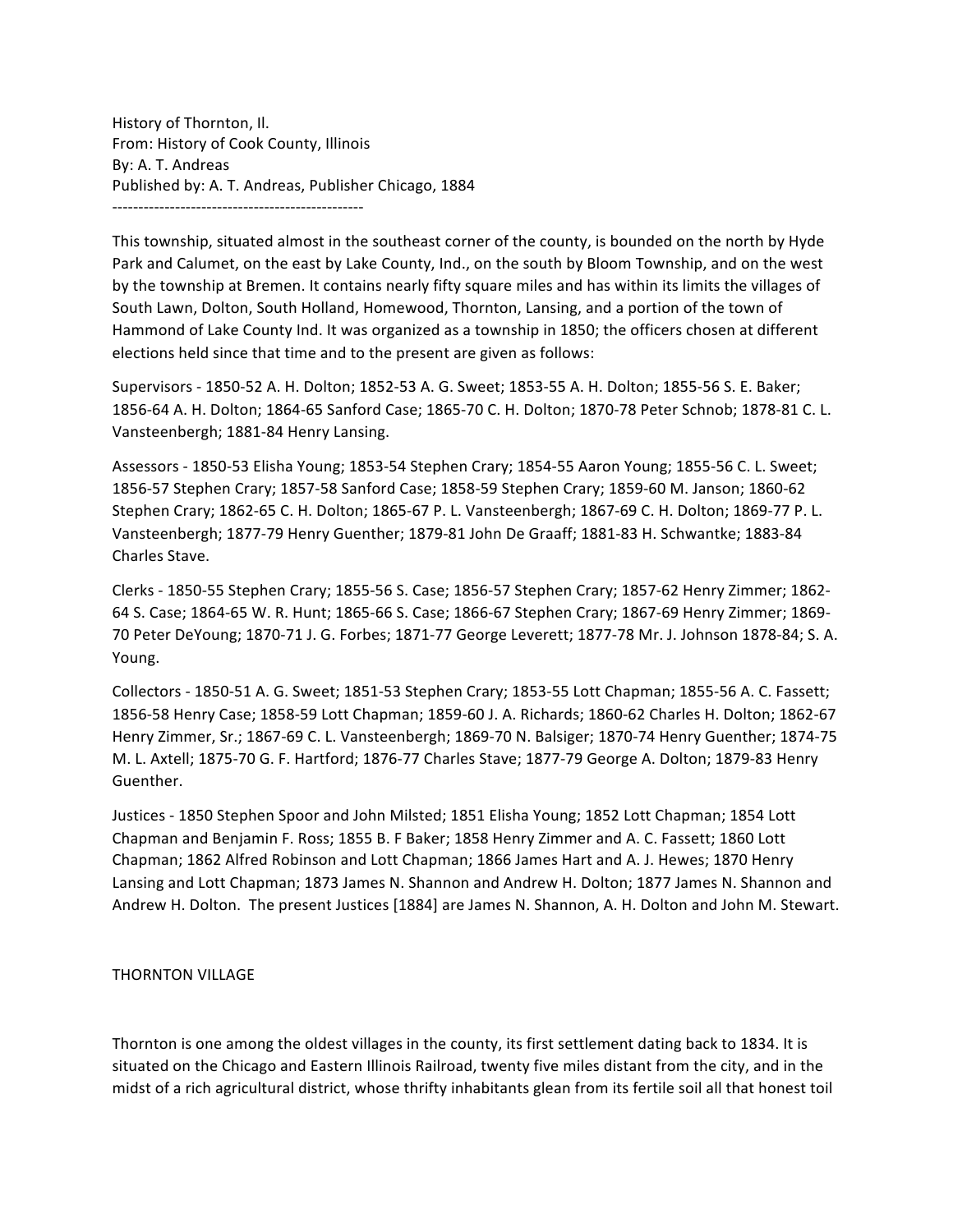History of Thornton, Il.
From: History of Cook County, Illinois
By: A. T. Andreas
Published by: A. T. Andreas, Publisher Chicago, 1884

---

This township, situated almost in the southeast corner of the county, is bounded on the north by Hyde Park and Calumet, on the east by Lake County, Ind., on the south by Bloom Township, and on the west by the township at Bremen. It contains nearly fifty square miles and has within its limits the villages of South Lawn, Dolton, South Holland, Homewood, Thornton, Lansing, and a portion of the town of Hammond of Lake County Ind. It was organized as a township in 1850; the officers chosen at different elections held since that time and to the present are given as follows:

Supervisors - 1850-52 A. H. Dolton; 1852-53 A. G. Sweet; 1853-55 A. H. Dolton; 1855-56 S. E. Baker; 1856-64 A. H. Dolton; 1864-65 Sanford Case; 1865-70 C. H. Dolton; 1870-78 Peter Schnob; 1878-81 C. L. Vansteenbergh; 1881-84 Henry Lansing.

Assessors - 1850-53 Elisha Young; 1853-54 Stephen Crary; 1854-55 Aaron Young; 1855-56 C. L. Sweet; 1856-57 Stephen Crary; 1857-58 Sanford Case; 1858-59 Stephen Crary; 1859-60 M. Janson; 1860-62 Stephen Crary; 1862-65 C. H. Dolton; 1865-67 P. L. Vansteenbergh; 1867-69 C. H. Dolton; 1869-77 P. L. Vansteenbergh; 1877-79 Henry Guenther; 1879-81 John De Graaff; 1881-83 H. Schwantke; 1883-84 Charles Stave.

Clerks - 1850-55 Stephen Crary; 1855-56 S. Case; 1856-57 Stephen Crary; 1857-62 Henry Zimmer; 1862-64 S. Case; 1864-65 W. R. Hunt; 1865-66 S. Case; 1866-67 Stephen Crary; 1867-69 Henry Zimmer; 1869-70 Peter DeYoung; 1870-71 J. G. Forbes; 1871-77 George Leverett; 1877-78 Mr. J. Johnson 1878-84; S. A. Young.

Collectors - 1850-51 A. G. Sweet; 1851-53 Stephen Crary; 1853-55 Lott Chapman; 1855-56 A. C. Fassett; 1856-58 Henry Case; 1858-59 Lott Chapman; 1859-60 J. A. Richards; 1860-62 Charles H. Dolton; 1862-67 Henry Zimmer, Sr.; 1867-69 C. L. Vansteenbergh; 1869-70 N. Balsiger; 1870-74 Henry Guenther; 1874-75 M. L. Axtell; 1875-70 G. F. Hartford; 1876-77 Charles Stave; 1877-79 George A. Dolton; 1879-83 Henry Guenther.

Justices - 1850 Stephen Spoor and John Milsted; 1851 Elisha Young; 1852 Lott Chapman; 1854 Lott Chapman and Benjamin F. Ross; 1855 B. F Baker; 1858 Henry Zimmer and A. C. Fassett; 1860 Lott Chapman; 1862 Alfred Robinson and Lott Chapman; 1866 James Hart and A. J. Hewes; 1870 Henry Lansing and Lott Chapman; 1873 James N. Shannon and Andrew H. Dolton; 1877 James N. Shannon and Andrew H. Dolton. The present Justices [1884] are James N. Shannon, A. H. Dolton and John M. Stewart.

## THORNTON VILLAGE

Thornton is one among the oldest villages in the county, its first settlement dating back to 1834. It is situated on the Chicago and Eastern Illinois Railroad, twenty five miles distant from the city, and in the midst of a rich agricultural district, whose thrifty inhabitants glean from its fertile soil all that honest toil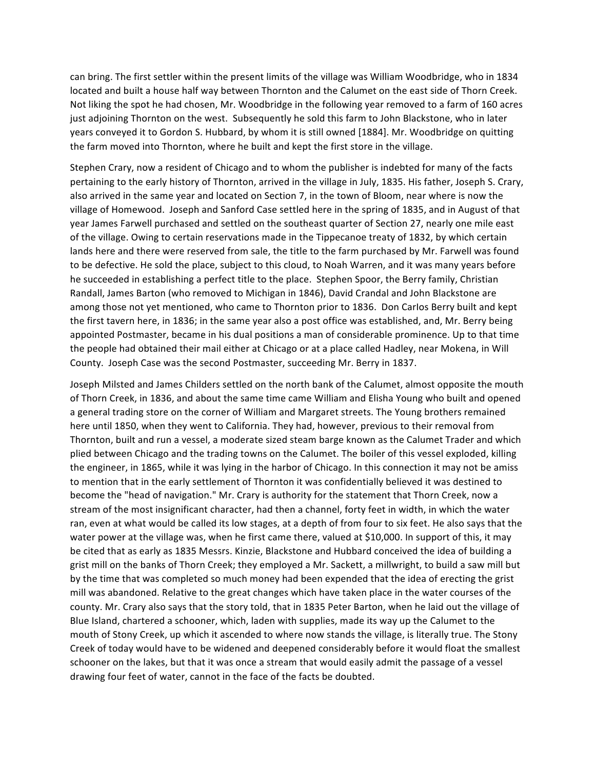can bring. The first settler within the present limits of the village was William Woodbridge, who in 1834 located and built a house half way between Thornton and the Calumet on the east side of Thorn Creek. Not liking the spot he had chosen, Mr. Woodbridge in the following year removed to a farm of 160 acres just adjoining Thornton on the west. Subsequently he sold this farm to John Blackstone, who in later years conveyed it to Gordon S. Hubbard, by whom it is still owned [1884]. Mr. Woodbridge on quitting the farm moved into Thornton, where he built and kept the first store in the village.

Stephen Crary, now a resident of Chicago and to whom the publisher is indebted for many of the facts pertaining to the early history of Thornton, arrived in the village in July, 1835. His father, Joseph S. Crary, also arrived in the same year and located on Section 7, in the town of Bloom, near where is now the village of Homewood. Joseph and Sanford Case settled here in the spring of 1835, and in August of that year James Farwell purchased and settled on the southeast quarter of Section 27, nearly one mile east of the village. Owing to certain reservations made in the Tippecanoe treaty of 1832, by which certain lands here and there were reserved from sale, the title to the farm purchased by Mr. Farwell was found to be defective. He sold the place, subject to this cloud, to Noah Warren, and it was many years before he succeeded in establishing a perfect title to the place. Stephen Spoor, the Berry family, Christian Randall, James Barton (who removed to Michigan in 1846), David Crandal and John Blackstone are among those not yet mentioned, who came to Thornton prior to 1836. Don Carlos Berry built and kept the first tavern here, in 1836; in the same year also a post office was established, and, Mr. Berry being appointed Postmaster, became in his dual positions a man of considerable prominence. Up to that time the people had obtained their mail either at Chicago or at a place called Hadley, near Mokena, in Will County. Joseph Case was the second Postmaster, succeeding Mr. Berry in 1837.

Joseph Milsted and James Childers settled on the north bank of the Calumet, almost opposite the mouth of Thorn Creek, in 1836, and about the same time came William and Elisha Young who built and opened a general trading store on the corner of William and Margaret streets. The Young brothers remained here until 1850, when they went to California. They had, however, previous to their removal from Thornton, built and run a vessel, a moderate sized steam barge known as the Calumet Trader and which plied between Chicago and the trading towns on the Calumet. The boiler of this vessel exploded, killing the engineer, in 1865, while it was lying in the harbor of Chicago. In this connection it may not be amiss to mention that in the early settlement of Thornton it was confidentially believed it was destined to become the "head of navigation." Mr. Crary is authority for the statement that Thorn Creek, now a stream of the most insignificant character, had then a channel, forty feet in width, in which the water ran, even at what would be called its low stages, at a depth of from four to six feet. He also says that the water power at the village was, when he first came there, valued at $10,000. In support of this, it may be cited that as early as 1835 Messrs. Kinzie, Blackstone and Hubbard conceived the idea of building a grist mill on the banks of Thorn Creek; they employed a Mr. Sackett, a millwright, to build a saw mill but by the time that was completed so much money had been expended that the idea of erecting the grist mill was abandoned. Relative to the great changes which have taken place in the water courses of the county. Mr. Crary also says that the story told, that in 1835 Peter Barton, when he laid out the village of Blue Island, chartered a schooner, which, laden with supplies, made its way up the Calumet to the mouth of Stony Creek, up which it ascended to where now stands the village, is literally true. The Stony Creek of today would have to be widened and deepened considerably before it would float the smallest schooner on the lakes, but that it was once a stream that would easily admit the passage of a vessel drawing four feet of water, cannot in the face of the facts be doubted.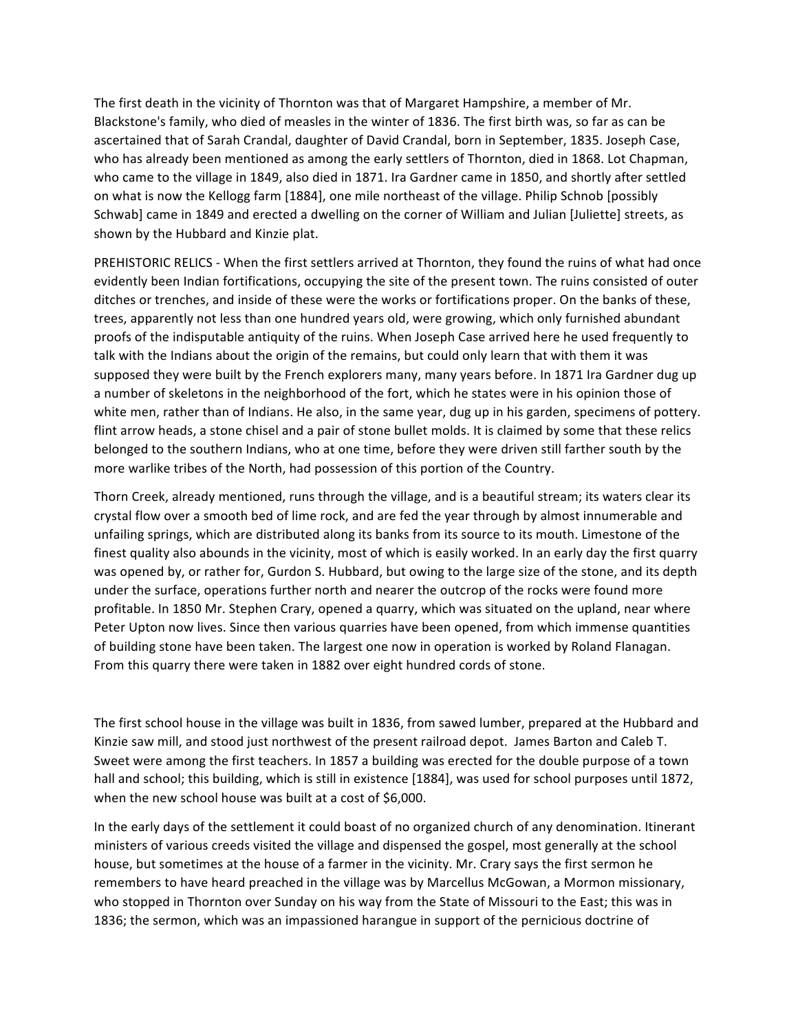The first death in the vicinity of Thornton was that of Margaret Hampshire, a member of Mr. Blackstone's family, who died of measles in the winter of 1836. The first birth was, so far as can be ascertained that of Sarah Crandal, daughter of David Crandal, born in September, 1835. Joseph Case, who has already been mentioned as among the early settlers of Thornton, died in 1868. Lot Chapman, who came to the village in 1849, also died in 1871. Ira Gardner came in 1850, and shortly after settled on what is now the Kellogg farm [1884], one mile northeast of the village. Philip Schnob [possibly Schwab] came in 1849 and erected a dwelling on the corner of William and Julian [Juliette] streets, as shown by the Hubbard and Kinzie plat.

PREHISTORIC RELICS - When the first settlers arrived at Thornton, they found the ruins of what had once evidently been Indian fortifications, occupying the site of the present town. The ruins consisted of outer ditches or trenches, and inside of these were the works or fortifications proper. On the banks of these, trees, apparently not less than one hundred years old, were growing, which only furnished abundant proofs of the indisputable antiquity of the ruins. When Joseph Case arrived here he used frequently to talk with the Indians about the origin of the remains, but could only learn that with them it was supposed they were built by the French explorers many, many years before. In 1871 Ira Gardner dug up a number of skeletons in the neighborhood of the fort, which he states were in his opinion those of white men, rather than of Indians. He also, in the same year, dug up in his garden, specimens of pottery. flint arrow heads, a stone chisel and a pair of stone bullet molds. It is claimed by some that these relics belonged to the southern Indians, who at one time, before they were driven still farther south by the more warlike tribes of the North, had possession of this portion of the Country.

Thorn Creek, already mentioned, runs through the village, and is a beautiful stream; its waters clear its crystal flow over a smooth bed of lime rock, and are fed the year through by almost innumerable and unfailing springs, which are distributed along its banks from its source to its mouth. Limestone of the finest quality also abounds in the vicinity, most of which is easily worked. In an early day the first quarry was opened by, or rather for, Gurdon S. Hubbard, but owing to the large size of the stone, and its depth under the surface, operations further north and nearer the outcrop of the rocks were found more profitable. In 1850 Mr. Stephen Crary, opened a quarry, which was situated on the upland, near where Peter Upton now lives. Since then various quarries have been opened, from which immense quantities of building stone have been taken. The largest one now in operation is worked by Roland Flanagan. From this quarry there were taken in 1882 over eight hundred cords of stone.

The first school house in the village was built in 1836, from sawed lumber, prepared at the Hubbard and Kinzie saw mill, and stood just northwest of the present railroad depot. James Barton and Caleb T. Sweet were among the first teachers. In 1857 a building was erected for the double purpose of a town hall and school; this building, which is still in existence [1884], was used for school purposes until 1872, when the new school house was built at a cost of $6,000.

In the early days of the settlement it could boast of no organized church of any denomination. Itinerant ministers of various creeds visited the village and dispensed the gospel, most generally at the school house, but sometimes at the house of a farmer in the vicinity. Mr. Crary says the first sermon he remembers to have heard preached in the village was by Marcellus McGowan, a Mormon missionary, who stopped in Thornton over Sunday on his way from the State of Missouri to the East; this was in 1836; the sermon, which was an impassioned harangue in support of the pernicious doctrine of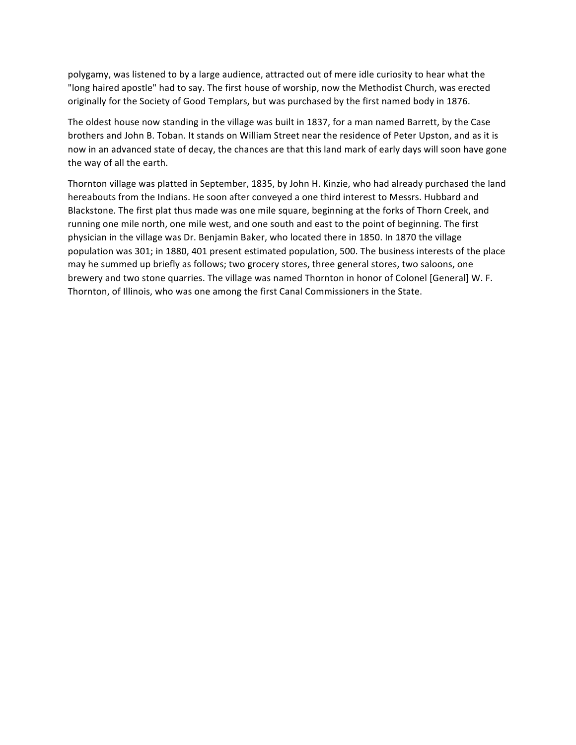polygamy, was listened to by a large audience, attracted out of mere idle curiosity to hear what the "long haired apostle" had to say. The first house of worship, now the Methodist Church, was erected originally for the Society of Good Templars, but was purchased by the first named body in 1876.

The oldest house now standing in the village was built in 1837, for a man named Barrett, by the Case brothers and John B. Toban. It stands on William Street near the residence of Peter Upston, and as it is now in an advanced state of decay, the chances are that this land mark of early days will soon have gone the way of all the earth.

Thornton village was platted in September, 1835, by John H. Kinzie, who had already purchased the land hereabouts from the Indians. He soon after conveyed a one third interest to Messrs. Hubbard and Blackstone. The first plat thus made was one mile square, beginning at the forks of Thorn Creek, and running one mile north, one mile west, and one south and east to the point of beginning. The first physician in the village was Dr. Benjamin Baker, who located there in 1850. In 1870 the village population was 301; in 1880, 401 present estimated population, 500. The business interests of the place may he summed up briefly as follows; two grocery stores, three general stores, two saloons, one brewery and two stone quarries. The village was named Thornton in honor of Colonel [General] W. F. Thornton, of Illinois, who was one among the first Canal Commissioners in the State.